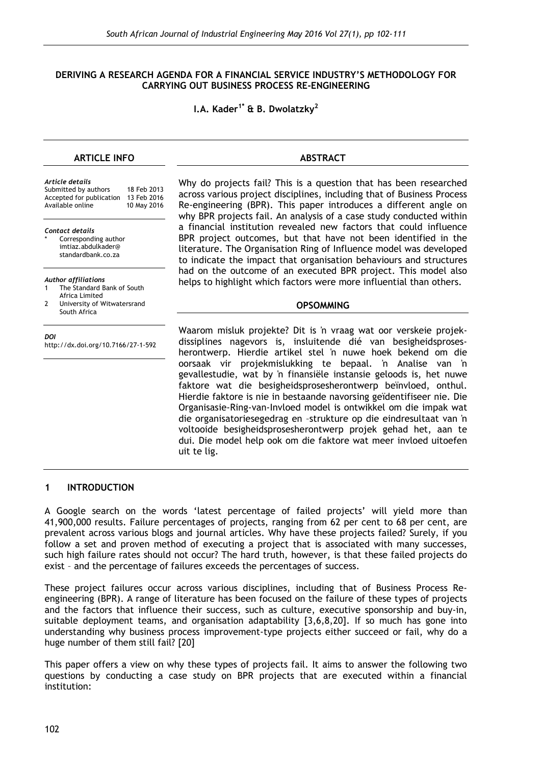# DERIVING A RESEARCH AGENDA FOR A FINANCIAL SERVICE INDUSTRY'S METHODOLOGY FOR CARRYING OUT BUSINESS PROCESS RE-ENGINEERING

**I.A. Kader[1*] & B. Dwolatzky[2]**

## ARTICLE INFO

*Article details*
Submitted by authors 18 Feb 2013
Accepted for publication 13 Feb 2016
Available online 10 May 2016

*Contact details*
\* Corresponding author
imtiaz.abdulkader@standardbank.co.za

*Author affiliations*
1 The Standard Bank of South Africa Limited
2 University of Witwatersrand South Africa

*DOI*
http://dx.doi.org/10.7166/27-1-592

## ABSTRACT

Why do projects fail? This is a question that has been researched across various project disciplines, including that of Business Process Re-engineering (BPR). This paper introduces a different angle on why BPR projects fail. An analysis of a case study conducted within a financial institution revealed new factors that could influence BPR project outcomes, but that have not been identified in the literature. The Organisation Ring of Influence model was developed to indicate the impact that organisation behaviours and structures had on the outcome of an executed BPR project. This model also helps to highlight which factors were more influential than others.

## OPSOMMING

Waarom misluk projekte? Dit is 'n vraag wat oor verskeie projekdissiplines nagevors is, insluitende dié van besigheidsprosesherontwerp. Hierdie artikel stel 'n nuwe hoek bekend om die oorsaak vir projekmislukking te bepaal. 'n Analise van 'n gevallestudie, wat by 'n finansiële instansie geloods is, het nuwe faktore wat die besigheidsprosesherontwerp beïnvloed, onthul. Hierdie faktore is nie in bestaande navorsing geïdentifiseer nie. Die Organisasie-Ring-van-Invloed model is ontwikkel om die impak wat die organisatoriesegedrag en –strukture op die eindresultaat van 'n voltooide besigheidsprosesherontwerp projek gehad het, aan te dui. Die model help ook om die faktore wat meer invloed uitoefen uit te lig.

## 1 INTRODUCTION

A Google search on the words 'latest percentage of failed projects' will yield more than 41,900,000 results. Failure percentages of projects, ranging from 62 per cent to 68 per cent, are prevalent across various blogs and journal articles. Why have these projects failed? Surely, if you follow a set and proven method of executing a project that is associated with many successes, such high failure rates should not occur? The hard truth, however, is that these failed projects do exist – and the percentage of failures exceeds the percentages of success.

These project failures occur across various disciplines, including that of Business Process Re-engineering (BPR). A range of literature has been focused on the failure of these types of projects and the factors that influence their success, such as culture, executive sponsorship and buy-in, suitable deployment teams, and organisation adaptability [3,6,8,20]. If so much has gone into understanding why business process improvement-type projects either succeed or fail, why do a huge number of them still fail? [20]

This paper offers a view on why these types of projects fail. It aims to answer the following two questions by conducting a case study on BPR projects that are executed within a financial institution: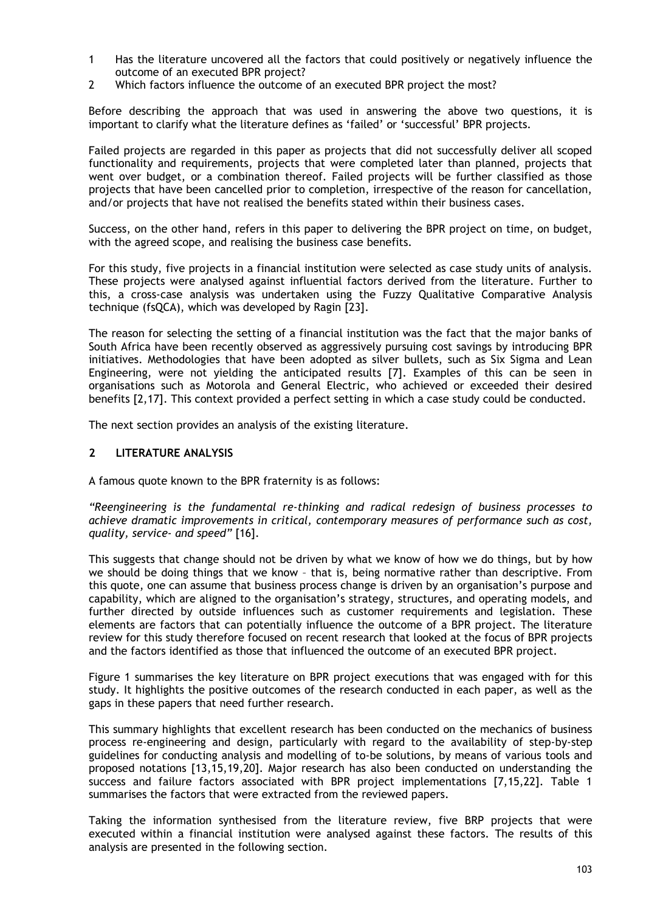1. Has the literature uncovered all the factors that could positively or negatively influence the outcome of an executed BPR project?
2. Which factors influence the outcome of an executed BPR project the most?

Before describing the approach that was used in answering the above two questions, it is important to clarify what the literature defines as 'failed' or 'successful' BPR projects.

Failed projects are regarded in this paper as projects that did not successfully deliver all scoped functionality and requirements, projects that were completed later than planned, projects that went over budget, or a combination thereof. Failed projects will be further classified as those projects that have been cancelled prior to completion, irrespective of the reason for cancellation, and/or projects that have not realised the benefits stated within their business cases.

Success, on the other hand, refers in this paper to delivering the BPR project on time, on budget, with the agreed scope, and realising the business case benefits.

For this study, five projects in a financial institution were selected as case study units of analysis. These projects were analysed against influential factors derived from the literature. Further to this, a cross-case analysis was undertaken using the Fuzzy Qualitative Comparative Analysis technique (fsQCA), which was developed by Ragin [23].

The reason for selecting the setting of a financial institution was the fact that the major banks of South Africa have been recently observed as aggressively pursuing cost savings by introducing BPR initiatives. Methodologies that have been adopted as silver bullets, such as Six Sigma and Lean Engineering, were not yielding the anticipated results [7]. Examples of this can be seen in organisations such as Motorola and General Electric, who achieved or exceeded their desired benefits [2,17]. This context provided a perfect setting in which a case study could be conducted.

The next section provides an analysis of the existing literature.

## 2 LITERATURE ANALYSIS

A famous quote known to the BPR fraternity is as follows:

*"Reengineering is the fundamental re-thinking and radical redesign of business processes to achieve dramatic improvements in critical, contemporary measures of performance such as cost, quality, service- and speed"* [16].

This suggests that change should not be driven by what we know of how we do things, but by how we should be doing things that we know – that is, being normative rather than descriptive. From this quote, one can assume that business process change is driven by an organisation's purpose and capability, which are aligned to the organisation's strategy, structures, and operating models, and further directed by outside influences such as customer requirements and legislation. These elements are factors that can potentially influence the outcome of a BPR project. The literature review for this study therefore focused on recent research that looked at the focus of BPR projects and the factors identified as those that influenced the outcome of an executed BPR project.

Figure 1 summarises the key literature on BPR project executions that was engaged with for this study. It highlights the positive outcomes of the research conducted in each paper, as well as the gaps in these papers that need further research.

This summary highlights that excellent research has been conducted on the mechanics of business process re-engineering and design, particularly with regard to the availability of step-by-step guidelines for conducting analysis and modelling of to-be solutions, by means of various tools and proposed notations [13,15,19,20]. Major research has also been conducted on understanding the success and failure factors associated with BPR project implementations [7,15,22]. Table 1 summarises the factors that were extracted from the reviewed papers.

Taking the information synthesised from the literature review, five BRP projects that were executed within a financial institution were analysed against these factors. The results of this analysis are presented in the following section.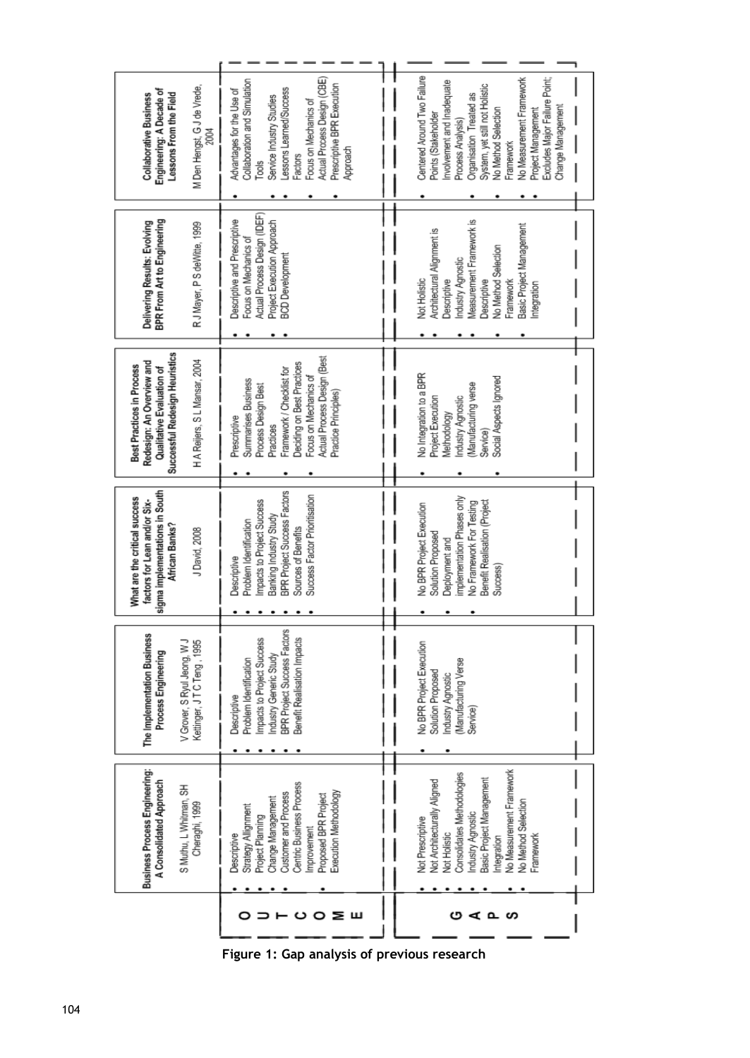| | Business Process Engineering: A Consolidated Approach<br>S Muthu, L Whitman, SH Cheraghi, 1999 | The Implementation Business Process Engineering<br>V Grover, S Ryul Jeong, W J Ketinger, J T C Teng, 1995 | What are the critical success factors for Lean and/or Six-sigma implementations in South African Banks?<br>J David, 2008 | Best Practices in Process Redesign: An Overview and Qualitative Evaluation of Successful Redesign Heuristics<br>H A Reijers, S L Mansar, 2004 | Delivering Results: Evolving BPR From Art to Engineering<br>R J Mayer, P S deWitte, 1999 | Collaborative Business Engineering: A Decade of Lessons From the Field<br>M Den Hengst, G J de Vrede, 2004 |
|---|---|---|---|---|---|---|
| OUTCOME | • Descriptive<br>• Strategy Allignment<br>• Project Planning<br>• Change Management<br>• Customer and Process Centric Business Process Improvement<br>• Proposed BPR Project Execution Methodology | • Descriptive<br>• Problem Identification<br>• Impacts to Project Success<br>• Industry Generic Study<br>• BPR Project Success Factors<br>• Benefit Realisation Impacts | • Descriptive<br>• Problem Identification<br>• Impacts to Project Success<br>• Banking Industry Study<br>• BPR Project Success Factors<br>• Sources of Benefits<br>• Success Factor Prioritisation | • Prescriptive<br>• Summarises Business Process Design Best Practices<br>• Framework / Checklist for Deciding on Best Practices<br>• Focus on Mechanics of Actual Process Design (Best Practice Principles) | • Descriptive and Prescriptive<br>• Focus on Mechanics of Actual Process Design (IDEF)<br>• Project Execution Approach<br>• BCD Development | • Advantages for the Use of Collaboration and Simulation Tools<br>• Service Industry Studies<br>• Lessons Learned/Success Factors<br>• Focus on Mechanics of Actual Process Design (CBE)<br>• Prescriptive BPR Execution Approach |
| GAPS | • Not Prescriptive<br>• Not Architecturally Aligned<br>• Not Holistic<br>• Consolidates Methodologies<br>• Industry Agnostic<br>• Basic Project Management Integration<br>• No Measurement Framework<br>• No Method Selection Framework | • No BPR Project Execution Solution Proposed<br>• Industry Agnostic (Manufacturing Verse Service) | • No BPR Project Execution Solution Proposed<br>• Deployment and implementation Phases only<br>• No Framework For Testing Benefit Realisation (Project Success) | • No Integration to a BPR Project Execution Methodology<br>• Industry Agnostic (Manufacturing verse Service)<br>• Social Aspects Ignored | • Not Holistic<br>• Architectural Alignment is Descriptive<br>• Industry Agnostic<br>• Measurement Framework is Descriptive<br>• No Method Selection Framework<br>• Basic Project Management Integration | • Centered Around Two Failure Points (Stakeholder Involvement and Inadequate Process Analysis)<br>• Organisation Treated as System, yet still not Holistic<br>• No Method Selection Framework<br>• No Measurement Framework<br>• Project Management Excludes Major Failure Point; Change Management |

**Figure 1: Gap analysis of previous research**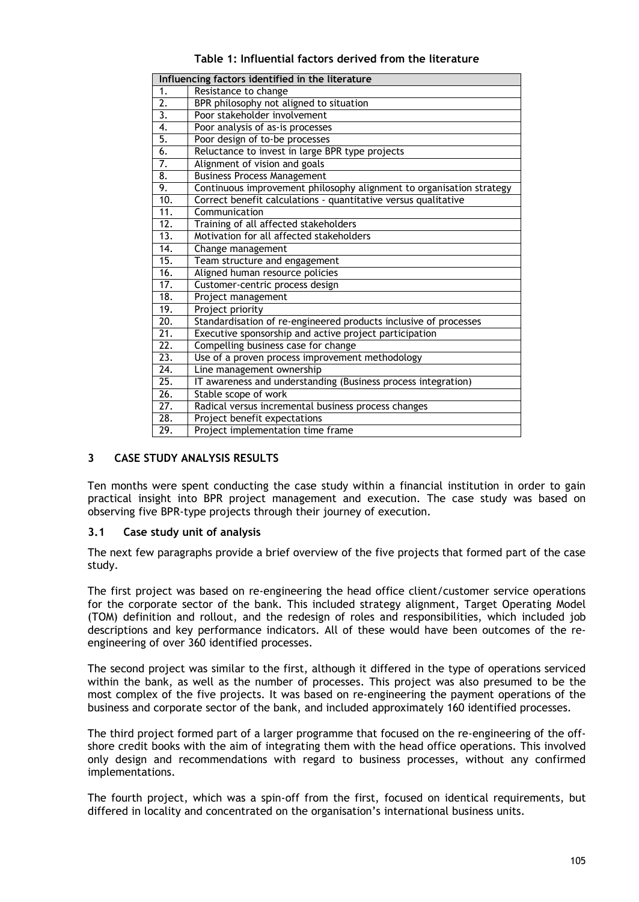**Table 1: Influential factors derived from the literature**

| Influencing factors identified in the literature | |
|---|---|
| 1. | Resistance to change |
| 2. | BPR philosophy not aligned to situation |
| 3. | Poor stakeholder involvement |
| 4. | Poor analysis of as-is processes |
| 5. | Poor design of to-be processes |
| 6. | Reluctance to invest in large BPR type projects |
| 7. | Alignment of vision and goals |
| 8. | Business Process Management |
| 9. | Continuous improvement philosophy alignment to organisation strategy |
| 10. | Correct benefit calculations - quantitative versus qualitative |
| 11. | Communication |
| 12. | Training of all affected stakeholders |
| 13. | Motivation for all affected stakeholders |
| 14. | Change management |
| 15. | Team structure and engagement |
| 16. | Aligned human resource policies |
| 17. | Customer-centric process design |
| 18. | Project management |
| 19. | Project priority |
| 20. | Standardisation of re-engineered products inclusive of processes |
| 21. | Executive sponsorship and active project participation |
| 22. | Compelling business case for change |
| 23. | Use of a proven process improvement methodology |
| 24. | Line management ownership |
| 25. | IT awareness and understanding (Business process integration) |
| 26. | Stable scope of work |
| 27. | Radical versus incremental business process changes |
| 28. | Project benefit expectations |
| 29. | Project implementation time frame |

## 3 CASE STUDY ANALYSIS RESULTS

Ten months were spent conducting the case study within a financial institution in order to gain practical insight into BPR project management and execution. The case study was based on observing five BPR-type projects through their journey of execution.

### 3.1 Case study unit of analysis

The next few paragraphs provide a brief overview of the five projects that formed part of the case study.

The first project was based on re-engineering the head office client/customer service operations for the corporate sector of the bank. This included strategy alignment, Target Operating Model (TOM) definition and rollout, and the redesign of roles and responsibilities, which included job descriptions and key performance indicators. All of these would have been outcomes of the re-engineering of over 360 identified processes.

The second project was similar to the first, although it differed in the type of operations serviced within the bank, as well as the number of processes. This project was also presumed to be the most complex of the five projects. It was based on re-engineering the payment operations of the business and corporate sector of the bank, and included approximately 160 identified processes.

The third project formed part of a larger programme that focused on the re-engineering of the off-shore credit books with the aim of integrating them with the head office operations. This involved only design and recommendations with regard to business processes, without any confirmed implementations.

The fourth project, which was a spin-off from the first, focused on identical requirements, but differed in locality and concentrated on the organisation's international business units.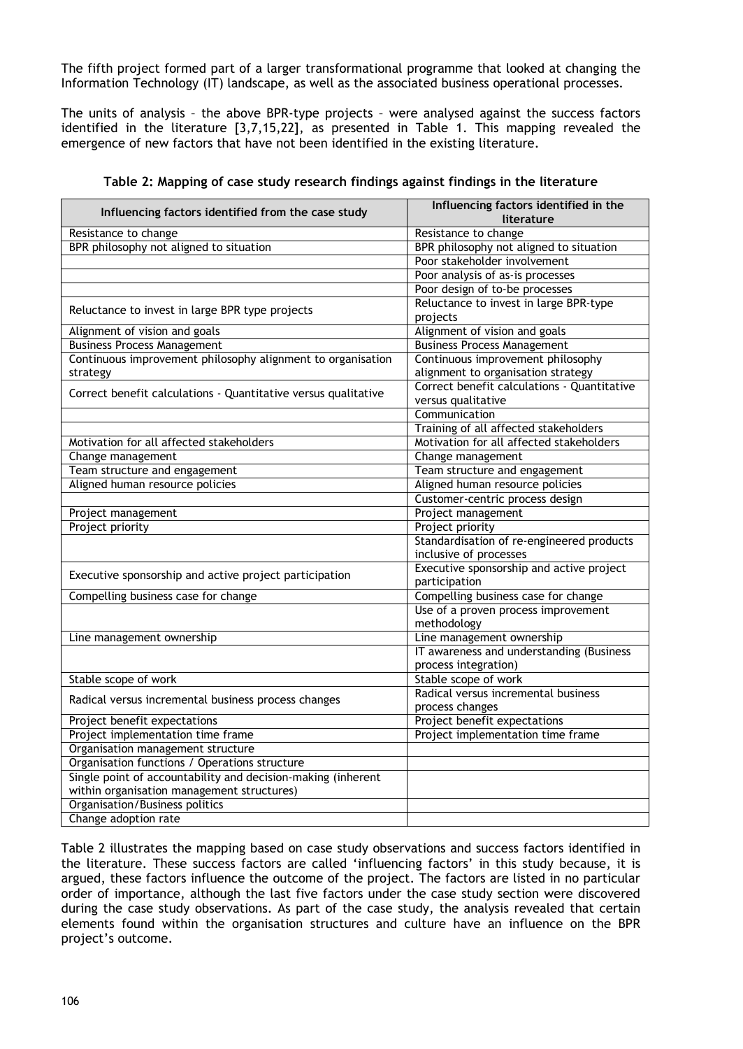The fifth project formed part of a larger transformational programme that looked at changing the Information Technology (IT) landscape, as well as the associated business operational processes.

The units of analysis – the above BPR-type projects – were analysed against the success factors identified in the literature [3,7,15,22], as presented in Table 1. This mapping revealed the emergence of new factors that have not been identified in the existing literature.

**Table 2: Mapping of case study research findings against findings in the literature**

| Influencing factors identified from the case study | Influencing factors identified in the literature |
|---|---|
| Resistance to change | Resistance to change |
| BPR philosophy not aligned to situation | BPR philosophy not aligned to situation |
| | Poor stakeholder involvement |
| | Poor analysis of as-is processes |
| | Poor design of to-be processes |
| Reluctance to invest in large BPR type projects | Reluctance to invest in large BPR-type projects |
| Alignment of vision and goals | Alignment of vision and goals |
| Business Process Management | Business Process Management |
| Continuous improvement philosophy alignment to organisation strategy | Continuous improvement philosophy alignment to organisation strategy |
| Correct benefit calculations - Quantitative versus qualitative | Correct benefit calculations - Quantitative versus qualitative |
| | Communication |
| | Training of all affected stakeholders |
| Motivation for all affected stakeholders | Motivation for all affected stakeholders |
| Change management | Change management |
| Team structure and engagement | Team structure and engagement |
| Aligned human resource policies | Aligned human resource policies |
| | Customer-centric process design |
| Project management | Project management |
| Project priority | Project priority |
| | Standardisation of re-engineered products inclusive of processes |
| Executive sponsorship and active project participation | Executive sponsorship and active project participation |
| Compelling business case for change | Compelling business case for change |
| | Use of a proven process improvement methodology |
| Line management ownership | Line management ownership |
| | IT awareness and understanding (Business process integration) |
| Stable scope of work | Stable scope of work |
| Radical versus incremental business process changes | Radical versus incremental business process changes |
| Project benefit expectations | Project benefit expectations |
| Project implementation time frame | Project implementation time frame |
| Organisation management structure | |
| Organisation functions / Operations structure | |
| Single point of accountability and decision-making (inherent within organisation management structures) | |
| Organisation/Business politics | |
| Change adoption rate | |

Table 2 illustrates the mapping based on case study observations and success factors identified in the literature. These success factors are called 'influencing factors' in this study because, it is argued, these factors influence the outcome of the project. The factors are listed in no particular order of importance, although the last five factors under the case study section were discovered during the case study observations. As part of the case study, the analysis revealed that certain elements found within the organisation structures and culture have an influence on the BPR project's outcome.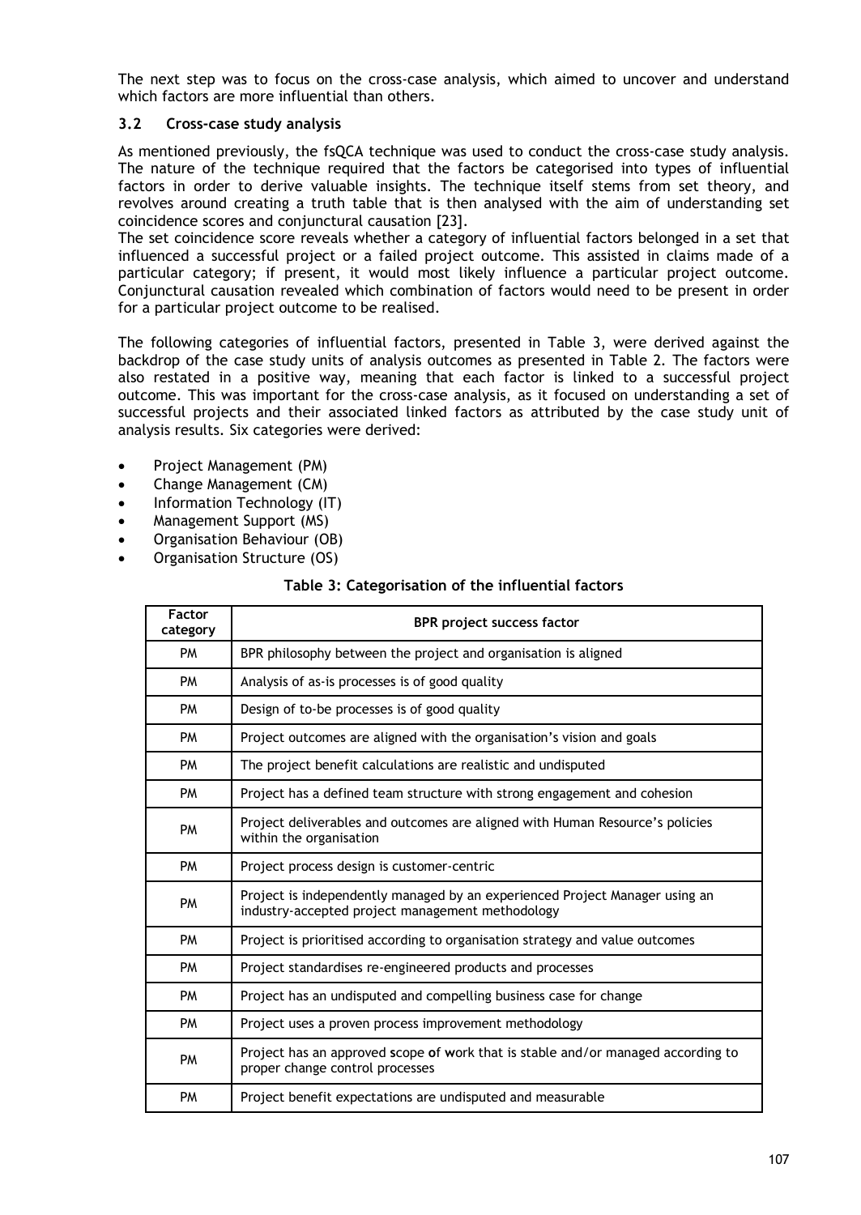The next step was to focus on the cross-case analysis, which aimed to uncover and understand which factors are more influential than others.

### 3.2 Cross-case study analysis

As mentioned previously, the fsQCA technique was used to conduct the cross-case study analysis. The nature of the technique required that the factors be categorised into types of influential factors in order to derive valuable insights. The technique itself stems from set theory, and revolves around creating a truth table that is then analysed with the aim of understanding set coincidence scores and conjunctural causation [23].

The set coincidence score reveals whether a category of influential factors belonged in a set that influenced a successful project or a failed project outcome. This assisted in claims made of a particular category; if present, it would most likely influence a particular project outcome. Conjunctural causation revealed which combination of factors would need to be present in order for a particular project outcome to be realised.

The following categories of influential factors, presented in Table 3, were derived against the backdrop of the case study units of analysis outcomes as presented in Table 2. The factors were also restated in a positive way, meaning that each factor is linked to a successful project outcome. This was important for the cross-case analysis, as it focused on understanding a set of successful projects and their associated linked factors as attributed by the case study unit of analysis results. Six categories were derived:

- Project Management (PM)
- Change Management (CM)
- Information Technology (IT)
- Management Support (MS)
- Organisation Behaviour (OB)
- Organisation Structure (OS)

**Table 3: Categorisation of the influential factors**

| Factor category | BPR project success factor |
|---|---|
| PM | BPR philosophy between the project and organisation is aligned |
| PM | Analysis of as-is processes is of good quality |
| PM | Design of to-be processes is of good quality |
| PM | Project outcomes are aligned with the organisation's vision and goals |
| PM | The project benefit calculations are realistic and undisputed |
| PM | Project has a defined team structure with strong engagement and cohesion |
| PM | Project deliverables and outcomes are aligned with Human Resource's policies within the organisation |
| PM | Project process design is customer-centric |
| PM | Project is independently managed by an experienced Project Manager using an industry-accepted project management methodology |
| PM | Project is prioritised according to organisation strategy and value outcomes |
| PM | Project standardises re-engineered products and processes |
| PM | Project has an undisputed and compelling business case for change |
| PM | Project uses a proven process improvement methodology |
| PM | Project has an approved scope of work that is stable and/or managed according to proper change control processes |
| PM | Project benefit expectations are undisputed and measurable |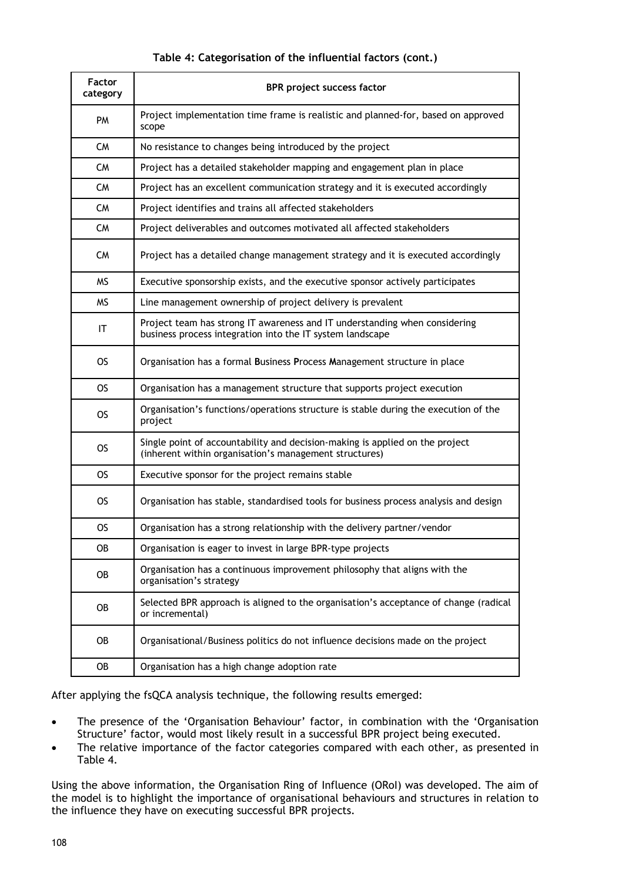**Table 4: Categorisation of the influential factors (cont.)**

| Factor category | BPR project success factor |
|---|---|
| PM | Project implementation time frame is realistic and planned-for, based on approved scope |
| CM | No resistance to changes being introduced by the project |
| CM | Project has a detailed stakeholder mapping and engagement plan in place |
| CM | Project has an excellent communication strategy and it is executed accordingly |
| CM | Project identifies and trains all affected stakeholders |
| CM | Project deliverables and outcomes motivated all affected stakeholders |
| CM | Project has a detailed change management strategy and it is executed accordingly |
| MS | Executive sponsorship exists, and the executive sponsor actively participates |
| MS | Line management ownership of project delivery is prevalent |
| IT | Project team has strong IT awareness and IT understanding when considering business process integration into the IT system landscape |
| OS | Organisation has a formal **B**usiness **P**rocess **M**anagement structure in place |
| OS | Organisation has a management structure that supports project execution |
| OS | Organisation's functions/operations structure is stable during the execution of the project |
| OS | Single point of accountability and decision-making is applied on the project (inherent within organisation's management structures) |
| OS | Executive sponsor for the project remains stable |
| OS | Organisation has stable, standardised tools for business process analysis and design |
| OS | Organisation has a strong relationship with the delivery partner/vendor |
| OB | Organisation is eager to invest in large BPR-type projects |
| OB | Organisation has a continuous improvement philosophy that aligns with the organisation's strategy |
| OB | Selected BPR approach is aligned to the organisation's acceptance of change (radical or incremental) |
| OB | Organisational/Business politics do not influence decisions made on the project |
| OB | Organisation has a high change adoption rate |

After applying the fsQCA analysis technique, the following results emerged:

- The presence of the 'Organisation Behaviour' factor, in combination with the 'Organisation Structure' factor, would most likely result in a successful BPR project being executed.
- The relative importance of the factor categories compared with each other, as presented in Table 4.

Using the above information, the Organisation Ring of Influence (ORoI) was developed. The aim of the model is to highlight the importance of organisational behaviours and structures in relation to the influence they have on executing successful BPR projects.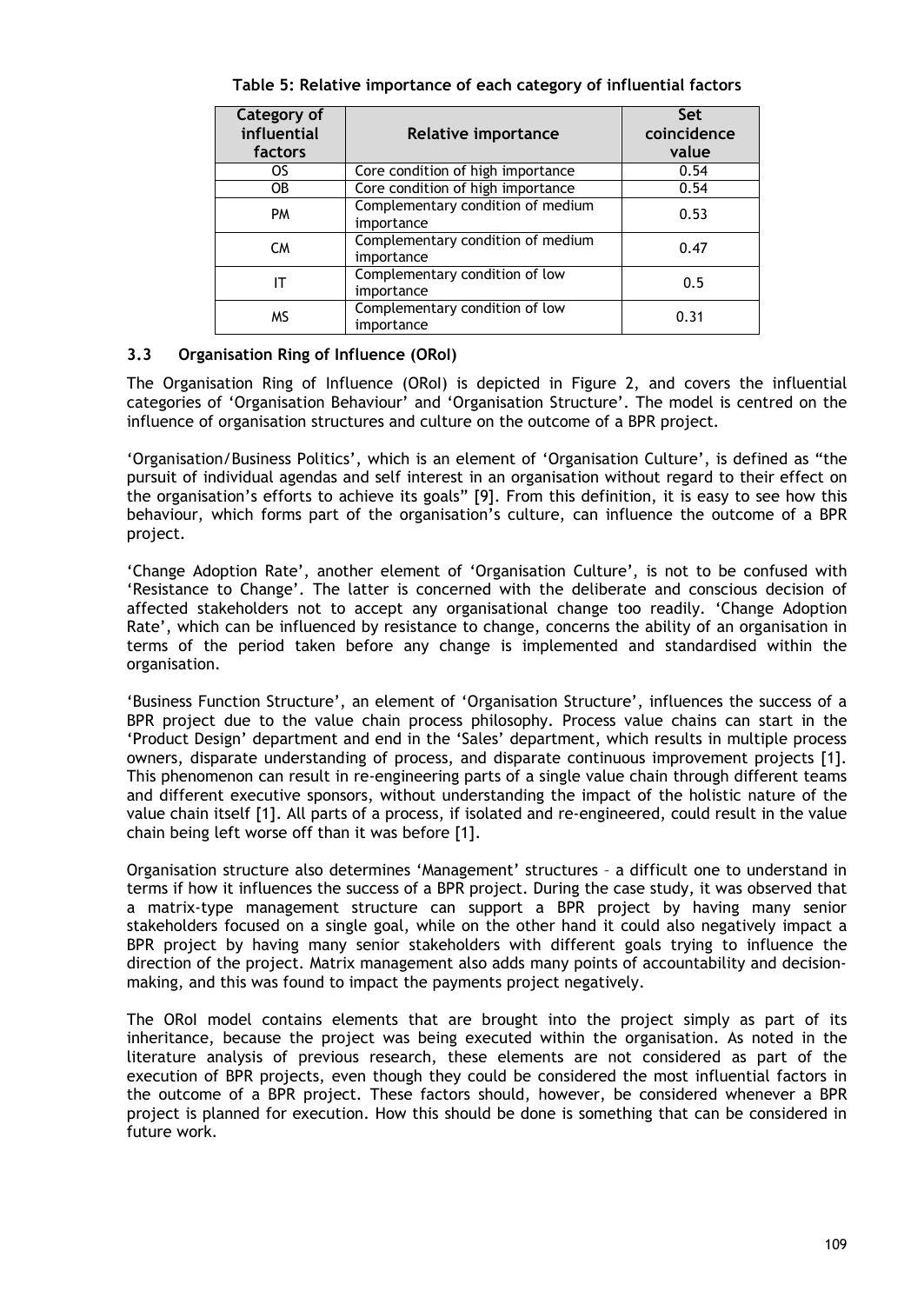**Table 5: Relative importance of each category of influential factors**

| Category of influential factors | Relative importance | Set coincidence value |
|---|---|---|
| OS | Core condition of high importance | 0.54 |
| OB | Core condition of high importance | 0.54 |
| PM | Complementary condition of medium importance | 0.53 |
| CM | Complementary condition of medium importance | 0.47 |
| IT | Complementary condition of low importance | 0.5 |
| MS | Complementary condition of low importance | 0.31 |

### 3.3 Organisation Ring of Influence (ORoI)

The Organisation Ring of Influence (ORoI) is depicted in Figure 2, and covers the influential categories of 'Organisation Behaviour' and 'Organisation Structure'. The model is centred on the influence of organisation structures and culture on the outcome of a BPR project.

'Organisation/Business Politics', which is an element of 'Organisation Culture', is defined as "the pursuit of individual agendas and self interest in an organisation without regard to their effect on the organisation's efforts to achieve its goals" [9]. From this definition, it is easy to see how this behaviour, which forms part of the organisation's culture, can influence the outcome of a BPR project.

'Change Adoption Rate', another element of 'Organisation Culture', is not to be confused with 'Resistance to Change'. The latter is concerned with the deliberate and conscious decision of affected stakeholders not to accept any organisational change too readily. 'Change Adoption Rate', which can be influenced by resistance to change, concerns the ability of an organisation in terms of the period taken before any change is implemented and standardised within the organisation.

'Business Function Structure', an element of 'Organisation Structure', influences the success of a BPR project due to the value chain process philosophy. Process value chains can start in the 'Product Design' department and end in the 'Sales' department, which results in multiple process owners, disparate understanding of process, and disparate continuous improvement projects [1]. This phenomenon can result in re-engineering parts of a single value chain through different teams and different executive sponsors, without understanding the impact of the holistic nature of the value chain itself [1]. All parts of a process, if isolated and re-engineered, could result in the value chain being left worse off than it was before [1].

Organisation structure also determines 'Management' structures – a difficult one to understand in terms if how it influences the success of a BPR project. During the case study, it was observed that a matrix-type management structure can support a BPR project by having many senior stakeholders focused on a single goal, while on the other hand it could also negatively impact a BPR project by having many senior stakeholders with different goals trying to influence the direction of the project. Matrix management also adds many points of accountability and decision-making, and this was found to impact the payments project negatively.

The ORoI model contains elements that are brought into the project simply as part of its inheritance, because the project was being executed within the organisation. As noted in the literature analysis of previous research, these elements are not considered as part of the execution of BPR projects, even though they could be considered the most influential factors in the outcome of a BPR project. These factors should, however, be considered whenever a BPR project is planned for execution. How this should be done is something that can be considered in future work.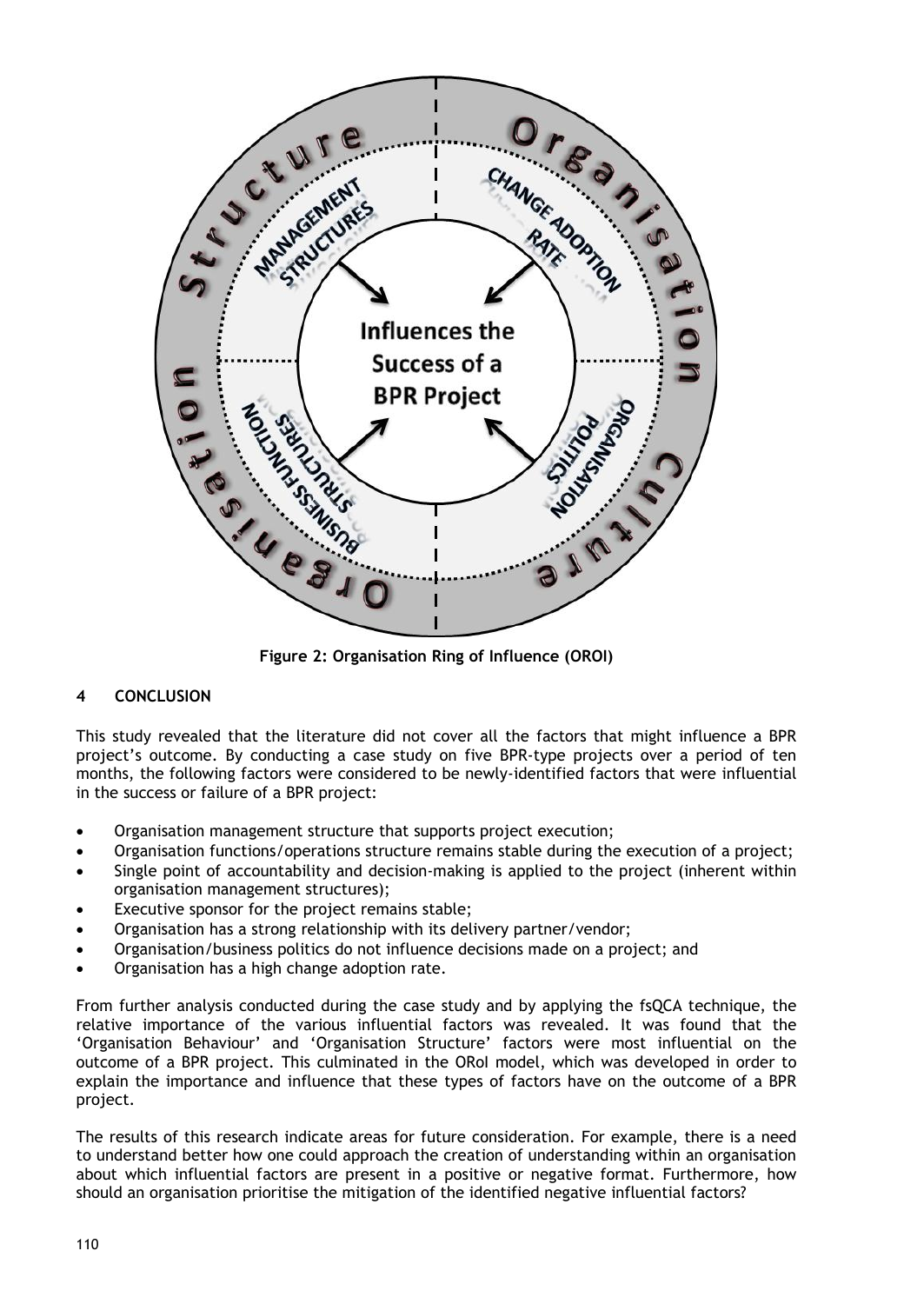**Figure 2: Organisation Ring of Influence (OROI)**

## 4 CONCLUSION

This study revealed that the literature did not cover all the factors that might influence a BPR project's outcome. By conducting a case study on five BPR-type projects over a period of ten months, the following factors were considered to be newly-identified factors that were influential in the success or failure of a BPR project:

- Organisation management structure that supports project execution;
- Organisation functions/operations structure remains stable during the execution of a project;
- Single point of accountability and decision-making is applied to the project (inherent within organisation management structures);
- Executive sponsor for the project remains stable;
- Organisation has a strong relationship with its delivery partner/vendor;
- Organisation/business politics do not influence decisions made on a project; and
- Organisation has a high change adoption rate.

From further analysis conducted during the case study and by applying the fsQCA technique, the relative importance of the various influential factors was revealed. It was found that the 'Organisation Behaviour' and 'Organisation Structure' factors were most influential on the outcome of a BPR project. This culminated in the ORoI model, which was developed in order to explain the importance and influence that these types of factors have on the outcome of a BPR project.

The results of this research indicate areas for future consideration. For example, there is a need to understand better how one could approach the creation of understanding within an organisation about which influential factors are present in a positive or negative format. Furthermore, how should an organisation prioritise the mitigation of the identified negative influential factors?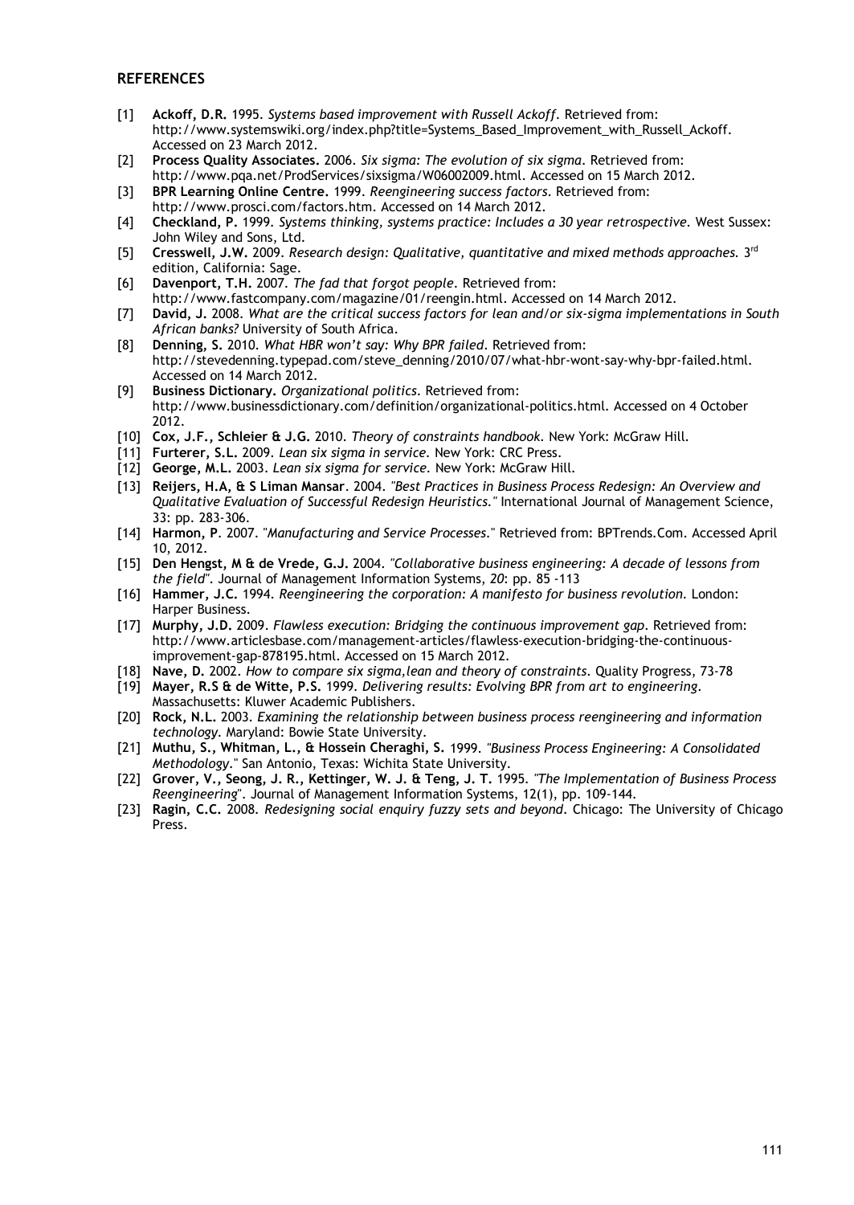## REFERENCES

[1] **Ackoff, D.R.** 1995. *Systems based improvement with Russell Ackoff*. Retrieved from: http://www.systemswiki.org/index.php?title=Systems_Based_Improvement_with_Russell_Ackoff. Accessed on 23 March 2012.

[2] **Process Quality Associates.** 2006. *Six sigma: The evolution of six sigma*. Retrieved from: http://www.pqa.net/ProdServices/sixsigma/W06002009.html. Accessed on 15 March 2012.

[3] **BPR Learning Online Centre.** 1999. *Reengineering success factors*. Retrieved from: http://www.prosci.com/factors.htm. Accessed on 14 March 2012.

[4] **Checkland, P.** 1999. *Systems thinking, systems practice: Includes a 30 year retrospective*. West Sussex: John Wiley and Sons, Ltd.

[5] **Cresswell, J.W.** 2009. *Research design: Qualitative, quantitative and mixed methods approaches.* 3rd edition, California: Sage.

[6] **Davenport, T.H.** 2007. *The fad that forgot people*. Retrieved from: http://www.fastcompany.com/magazine/01/reengin.html. Accessed on 14 March 2012.

[7] **David, J.** 2008. *What are the critical success factors for lean and/or six-sigma implementations in South African banks?* University of South Africa.

[8] **Denning, S.** 2010. *What HBR won't say: Why BPR failed*. Retrieved from: http://stevedenning.typepad.com/steve_denning/2010/07/what-hbr-wont-say-why-bpr-failed.html. Accessed on 14 March 2012.

[9] **Business Dictionary.** *Organizational politics*. Retrieved from: http://www.businessdictionary.com/definition/organizational-politics.html. Accessed on 4 October 2012.

[10] **Cox, J.F., Schleier & J.G.** 2010. *Theory of constraints handbook*. New York: McGraw Hill.

[11] **Furterer, S.L.** 2009. *Lean six sigma in service*. New York: CRC Press.

[12] **George, M.L.** 2003. *Lean six sigma for service*. New York: McGraw Hill.

[13] **Reijers, H.A, & S Liman Mansar**. 2004. *"Best Practices in Business Process Redesign: An Overview and Qualitative Evaluation of Successful Redesign Heuristics."* International Journal of Management Science, 33: pp. 283-306.

[14] **Harmon, P**. 2007. "*Manufacturing and Service Processes*." Retrieved from: BPTrends.Com. Accessed April 10, 2012.

[15] **Den Hengst, M & de Vrede, G.J.** 2004. *"Collaborative business engineering: A decade of lessons from the field"*. Journal of Management Information Systems, *20*: pp. 85 -113

[16] **Hammer, J.C.** 1994. *Reengineering the corporation: A manifesto for business revolution*. London: Harper Business.

[17] **Murphy, J.D.** 2009. *Flawless execution: Bridging the continuous improvement gap*. Retrieved from: http://www.articlesbase.com/management-articles/flawless-execution-bridging-the-continuous-improvement-gap-878195.html. Accessed on 15 March 2012.

[18] **Nave, D.** 2002. *How to compare six sigma,lean and theory of constraints*. Quality Progress, 73-78

[19] **Mayer, R.S & de Witte, P.S.** 1999. *Delivering results: Evolving BPR from art to engineering*. Massachusetts: Kluwer Academic Publishers.

[20] **Rock, N.L.** 2003. *Examining the relationship between business process reengineering and information technology*. Maryland: Bowie State University.

[21] **Muthu, S., Whitman, L., & Hossein Cheraghi, S.** 1999. *"Business Process Engineering: A Consolidated Methodology*." San Antonio, Texas: Wichita State University.

[22] **Grover, V., Seong, J. R., Kettinger, W. J. & Teng, J. T.** 1995. *"The Implementation of Business Process Reengineering*". Journal of Management Information Systems, 12(1), pp. 109-144.

[23] **Ragin, C.C.** 2008. *Redesigning social enquiry fuzzy sets and beyond*. Chicago: The University of Chicago Press.